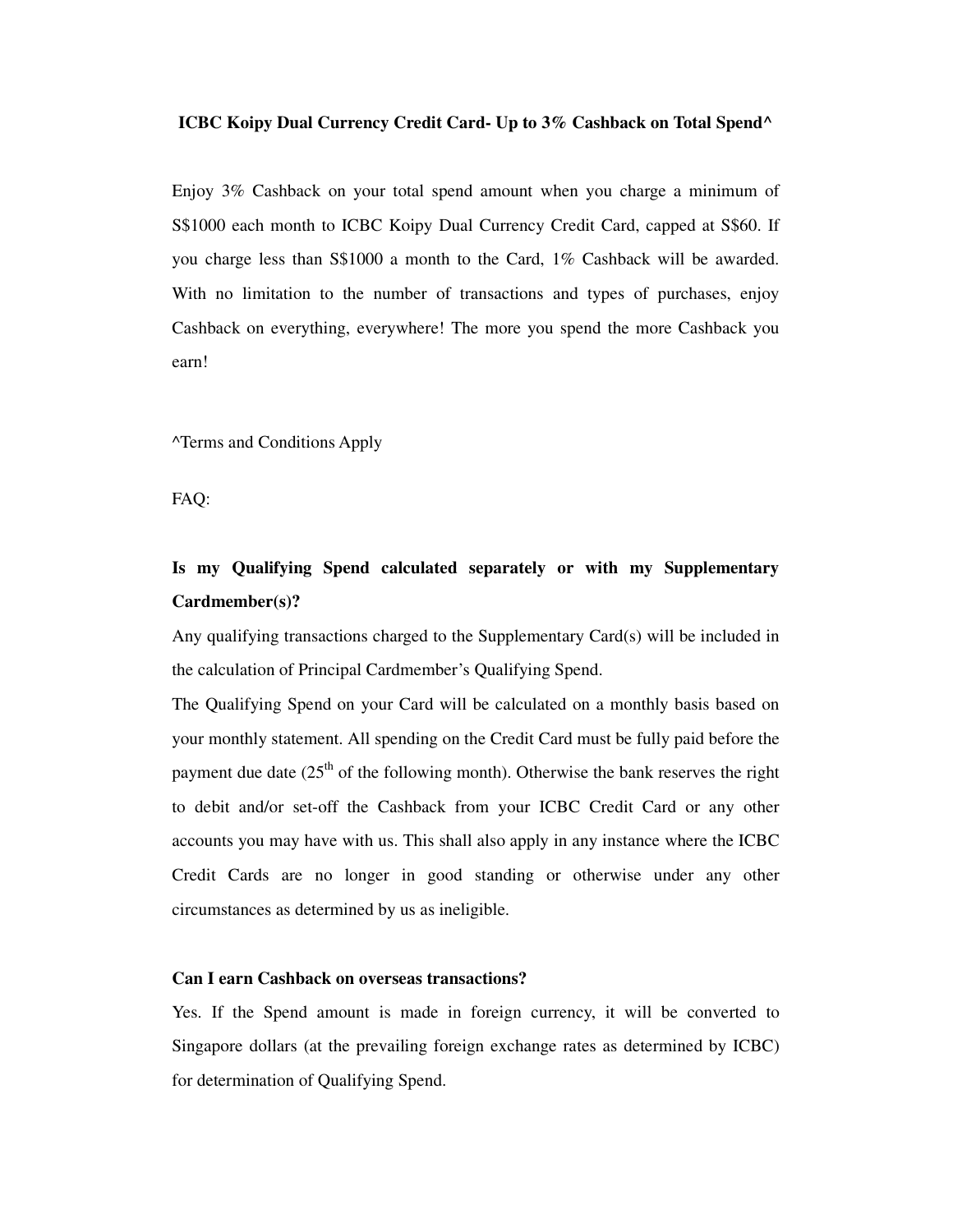# ICBC Koipy Dual Currency Credit Card- Up to 3% Cashback on Total Spend^

Enjoy 3% Cashback on your total spend amount when you charge a minimum of S$1000 each month to ICBC Koipy Dual Currency Credit Card, capped at S$60. If you charge less than S$1000 a month to the Card, 1% Cashback will be awarded. With no limitation to the number of transactions and types of purchases, enjoy Cashback on everything, everywhere! The more you spend the more Cashback you earn!

^Terms and Conditions Apply

FAQ:

**Is my Qualifying Spend calculated separately or with my Supplementary Cardmember(s)?**

Any qualifying transactions charged to the Supplementary Card(s) will be included in the calculation of Principal Cardmember's Qualifying Spend.

The Qualifying Spend on your Card will be calculated on a monthly basis based on your monthly statement. All spending on the Credit Card must be fully paid before the payment due date (25th of the following month). Otherwise the bank reserves the right to debit and/or set-off the Cashback from your ICBC Credit Card or any other accounts you may have with us. This shall also apply in any instance where the ICBC Credit Cards are no longer in good standing or otherwise under any other circumstances as determined by us as ineligible.

**Can I earn Cashback on overseas transactions?**

Yes. If the Spend amount is made in foreign currency, it will be converted to Singapore dollars (at the prevailing foreign exchange rates as determined by ICBC) for determination of Qualifying Spend.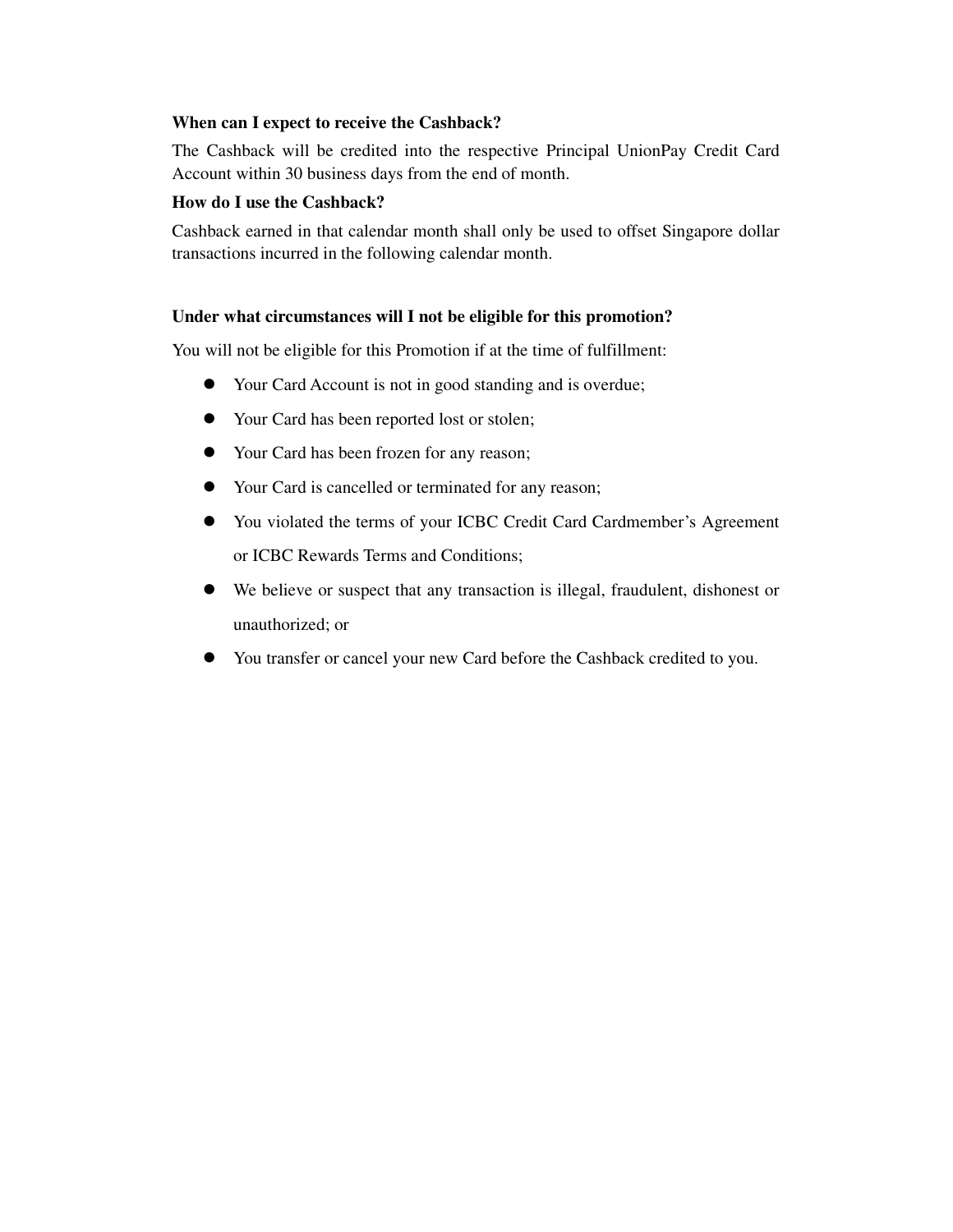**When can I expect to receive the Cashback?**

The Cashback will be credited into the respective Principal UnionPay Credit Card Account within 30 business days from the end of month.

**How do I use the Cashback?**

Cashback earned in that calendar month shall only be used to offset Singapore dollar transactions incurred in the following calendar month.

**Under what circumstances will I not be eligible for this promotion?**

You will not be eligible for this Promotion if at the time of fulfillment:

- Your Card Account is not in good standing and is overdue;
- Your Card has been reported lost or stolen;
- Your Card has been frozen for any reason;
- Your Card is cancelled or terminated for any reason;
- You violated the terms of your ICBC Credit Card Cardmember's Agreement or ICBC Rewards Terms and Conditions;
- We believe or suspect that any transaction is illegal, fraudulent, dishonest or unauthorized; or
- You transfer or cancel your new Card before the Cashback credited to you.